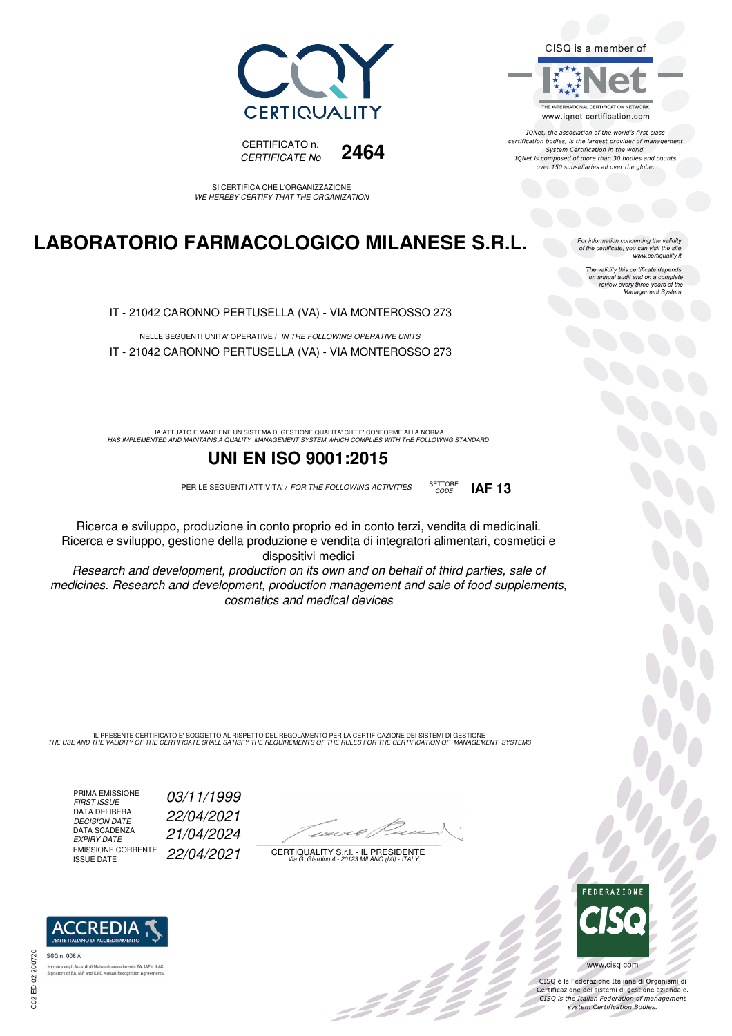CERTIQUALITY

CERTIFICATO n. / *CERTIFICATE No* **2464**

CISQ is a member of

IQNet
THE INTERNATIONAL CERTIFICATION NETWORK
www.iqnet-certification.com

*IQNet, the association of the world's first class certification bodies, is the largest provider of management System Certification in the world. IQNet is composed of more than 30 bodies and counts over 150 subsidiaries all over the globe.*

SI CERTIFICA CHE L'ORGANIZZAZIONE
*WE HEREBY CERTIFY THAT THE ORGANIZATION*

# LABORATORIO FARMACOLOGICO MILANESE S.R.L.

*For information concerning the validity of the certificate, you can visit the site www.certiquality.it*

*The validity this certificate depends on annual audit and on a complete review every three years of the Management System.*

IT - 21042 CARONNO PERTUSELLA (VA) - VIA MONTEROSSO 273

NELLE SEGUENTI UNITA' OPERATIVE / *IN THE FOLLOWING OPERATIVE UNITS*

IT - 21042 CARONNO PERTUSELLA (VA) - VIA MONTEROSSO 273

HA ATTUATO E MANTIENE UN SISTEMA DI GESTIONE QUALITA' CHE E' CONFORME ALLA NORMA
*HAS IMPLEMENTED AND MAINTAINS A QUALITY MANAGEMENT SYSTEM WHICH COMPLIES WITH THE FOLLOWING STANDARD*

## UNI EN ISO 9001:2015

PER LE SEGUENTI ATTIVITA' / *FOR THE FOLLOWING ACTIVITIES* SETTORE / *CODE* **IAF 13**

Ricerca e sviluppo, produzione in conto proprio ed in conto terzi, vendita di medicinali. Ricerca e sviluppo, gestione della produzione e vendita di integratori alimentari, cosmetici e dispositivi medici

*Research and development, production on its own and on behalf of third parties, sale of medicines. Research and development, production management and sale of food supplements, cosmetics and medical devices*

IL PRESENTE CERTIFICATO E' SOGGETTO AL RISPETTO DEL REGOLAMENTO PER LA CERTIFICAZIONE DEI SISTEMI DI GESTIONE
*THE USE AND THE VALIDITY OF THE CERTIFICATE SHALL SATISFY THE REQUIREMENTS OF THE RULES FOR THE CERTIFICATION OF MANAGEMENT SYSTEMS*

| | |
|---|---|
| PRIMA EMISSIONE / *FIRST ISSUE* | *03/11/1999* |
| DATA DELIBERA / *DECISION DATE* | *22/04/2021* |
| DATA SCADENZA / *EXPIRY DATE* | *21/04/2024* |
| EMISSIONE CORRENTE / ISSUE DATE | *22/04/2021* |

CERTIQUALITY S.r.l. - IL PRESIDENTE
*Via G. Giardino 4 - 20123 MILANO (MI) - ITALY*

ACCREDIA
L'ENTE ITALIANO DI ACCREDITAMENTO
SGQ n. 008 A
Membro degli Accordi di Mutuo riconoscimento EA, IAF e ILAC.
Signatory of EA, IAF and ILAC Mutual Recognition Agreements.

FEDERAZIONE CISQ
www.cisq.com

CISQ è la Federazione Italiana di Organismi di Certificazione dei sistemi di gestione aziendale.
*CISQ is the Italian Federation of management system Certification Bodies.*

C02 ED 02 200720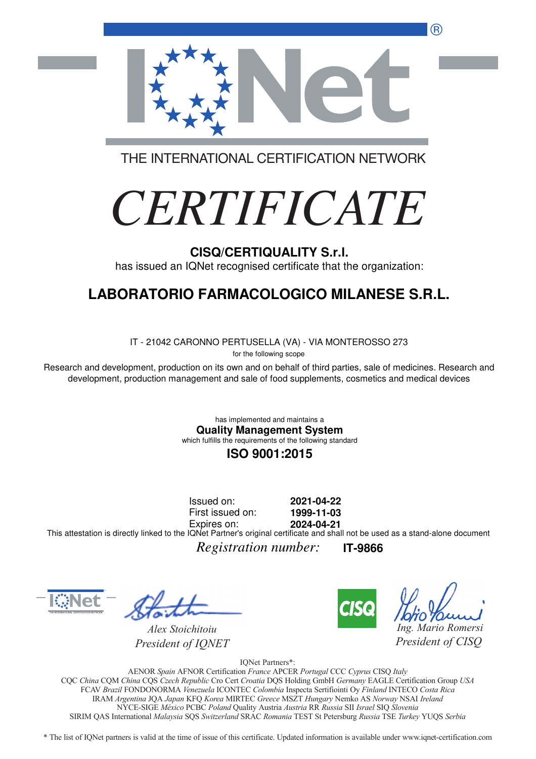THE INTERNATIONAL CERTIFICATION NETWORK

# *CERTIFICATE*

**CISQ/CERTIQUALITY S.r.l.**

has issued an IQNet recognised certificate that the organization:

## LABORATORIO FARMACOLOGICO MILANESE S.R.L.

IT - 21042 CARONNO PERTUSELLA (VA) - VIA MONTEROSSO 273

for the following scope

Research and development, production on its own and on behalf of third parties, sale of medicines. Research and development, production management and sale of food supplements, cosmetics and medical devices

has implemented and maintains a

**Quality Management System**

which fulfills the requirements of the following standard

**ISO 9001:2015**

Issued on: **2021-04-22**
First issued on: **1999-11-03**
Expires on: **2024-04-21**

This attestation is directly linked to the IQNet Partner's original certificate and shall not be used as a stand-alone document

*Registration number:* **IT-9866**

*Alex Stoichitoiu*
*President of IQNET*

*Ing. Mario Romersi*
*President of CISQ*

IQNet Partners*:

AENOR *Spain* AFNOR Certification *France* APCER *Portugal* CCC *Cyprus* CISQ *Italy*
CQC *China* CQM *China* CQS *Czech Republic* Cro Cert *Croatia* DQS Holding GmbH *Germany* EAGLE Certification Group *USA*
FCAV *Brazil* FONDONORMA *Venezuela* ICONTEC *Colombia* Inspecta Sertifiointi Oy *Finland* INTECO *Costa Rica*
IRAM *Argentina* JQA *Japan* KFQ *Korea* MIRTEC *Greece* MSZT *Hungary* Nemko AS *Norway* NSAI *Ireland*
NYCE-SIGE *México* PCBC *Poland* Quality Austria *Austria* RR *Russia* SII *Israel* SIQ *Slovenia*
SIRIM QAS International *Malaysia* SQS *Switzerland* SRAC *Romania* TEST St Petersburg *Russia* TSE *Turkey* YUQS *Serbia*

* The list of IQNet partners is valid at the time of issue of this certificate. Updated information is available under www.iqnet-certification.com